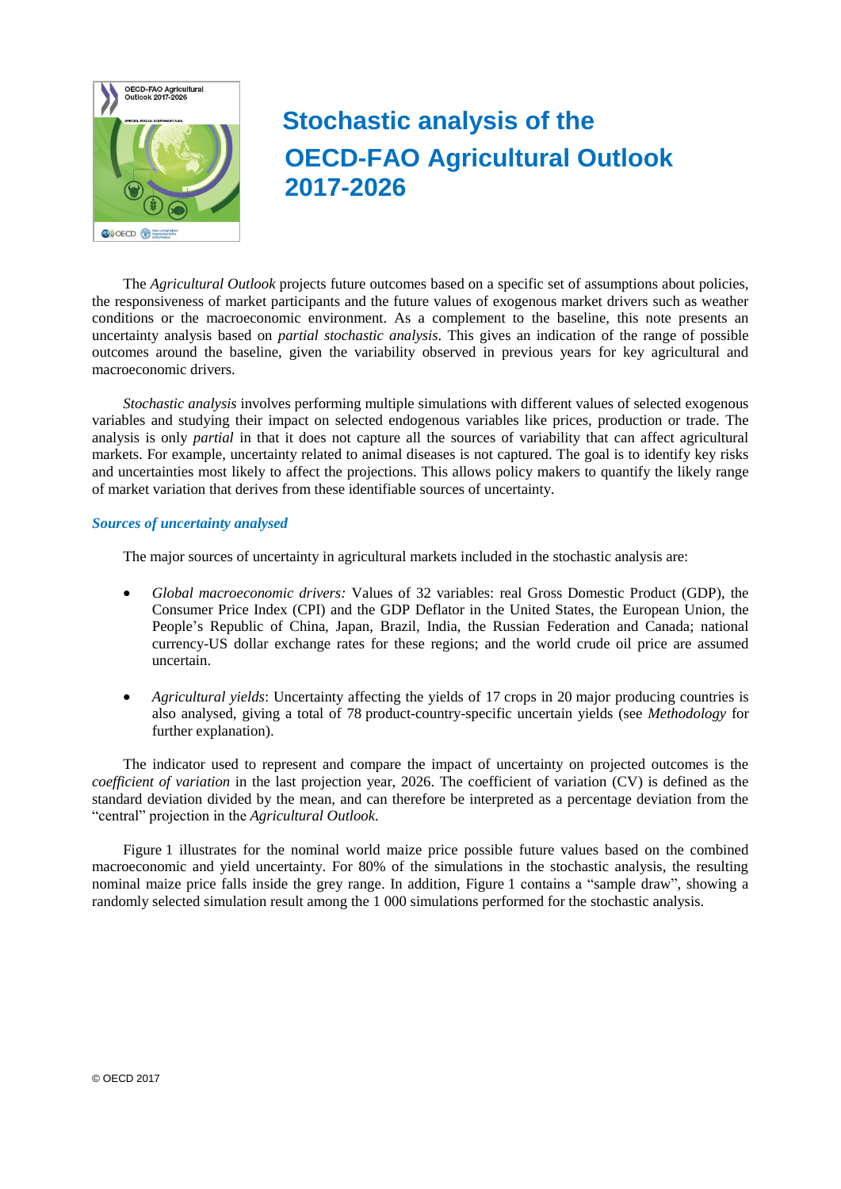# Stochastic analysis of the OECD-FAO Agricultural Outlook 2017-2026

The *Agricultural Outlook* projects future outcomes based on a specific set of assumptions about policies, the responsiveness of market participants and the future values of exogenous market drivers such as weather conditions or the macroeconomic environment. As a complement to the baseline, this note presents an uncertainty analysis based on *partial stochastic analysis*. This gives an indication of the range of possible outcomes around the baseline, given the variability observed in previous years for key agricultural and macroeconomic drivers.

*Stochastic analysis* involves performing multiple simulations with different values of selected exogenous variables and studying their impact on selected endogenous variables like prices, production or trade. The analysis is only *partial* in that it does not capture all the sources of variability that can affect agricultural markets. For example, uncertainty related to animal diseases is not captured. The goal is to identify key risks and uncertainties most likely to affect the projections. This allows policy makers to quantify the likely range of market variation that derives from these identifiable sources of uncertainty.

### *Sources of uncertainty analysed*

The major sources of uncertainty in agricultural markets included in the stochastic analysis are:

- *Global macroeconomic drivers:* Values of 32 variables: real Gross Domestic Product (GDP), the Consumer Price Index (CPI) and the GDP Deflator in the United States, the European Union, the People's Republic of China, Japan, Brazil, India, the Russian Federation and Canada; national currency-US dollar exchange rates for these regions; and the world crude oil price are assumed uncertain.

- *Agricultural yields*: Uncertainty affecting the yields of 17 crops in 20 major producing countries is also analysed, giving a total of 78 product-country-specific uncertain yields (see *Methodology* for further explanation).

The indicator used to represent and compare the impact of uncertainty on projected outcomes is the *coefficient of variation* in the last projection year, 2026. The coefficient of variation (CV) is defined as the standard deviation divided by the mean, and can therefore be interpreted as a percentage deviation from the "central" projection in the *Agricultural Outlook*.

Figure 1 illustrates for the nominal world maize price possible future values based on the combined macroeconomic and yield uncertainty. For 80% of the simulations in the stochastic analysis, the resulting nominal maize price falls inside the grey range. In addition, Figure 1 contains a "sample draw", showing a randomly selected simulation result among the 1 000 simulations performed for the stochastic analysis.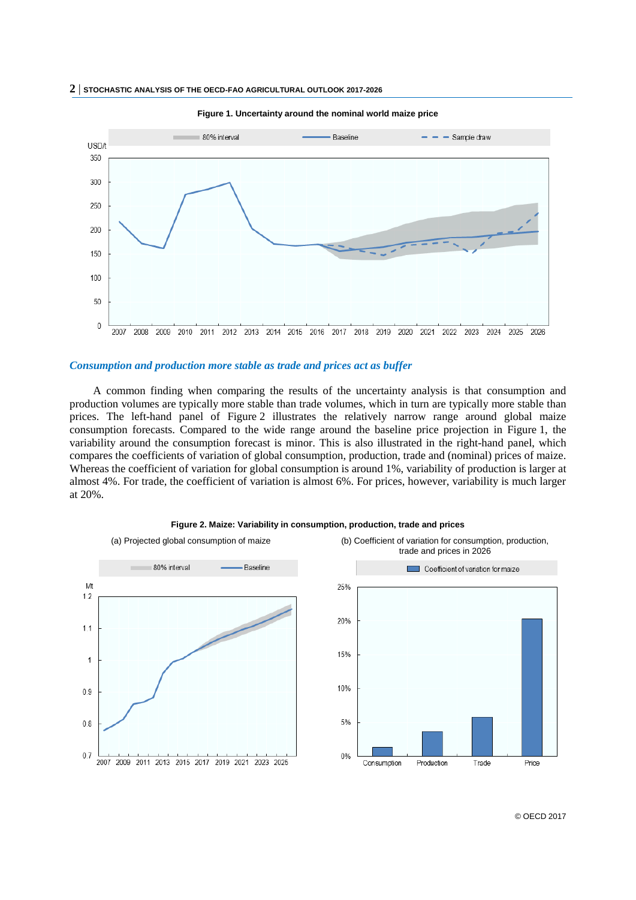**Figure 1. Uncertainty around the nominal world maize price**

## *Consumption and production more stable as trade and prices act as buffer*

A common finding when comparing the results of the uncertainty analysis is that consumption and production volumes are typically more stable than trade volumes, which in turn are typically more stable than prices. The left-hand panel of Figure 2 illustrates the relatively narrow range around global maize consumption forecasts. Compared to the wide range around the baseline price projection in Figure 1, the variability around the consumption forecast is minor. This is also illustrated in the right-hand panel, which compares the coefficients of variation of global consumption, production, trade and (nominal) prices of maize. Whereas the coefficient of variation for global consumption is around 1%, variability of production is larger at almost 4%. For trade, the coefficient of variation is almost 6%. For prices, however, variability is much larger at 20%.

**Figure 2. Maize: Variability in consumption, production, trade and prices**

(a) Projected global consumption of maize

(b) Coefficient of variation for consumption, production, trade and prices in 2026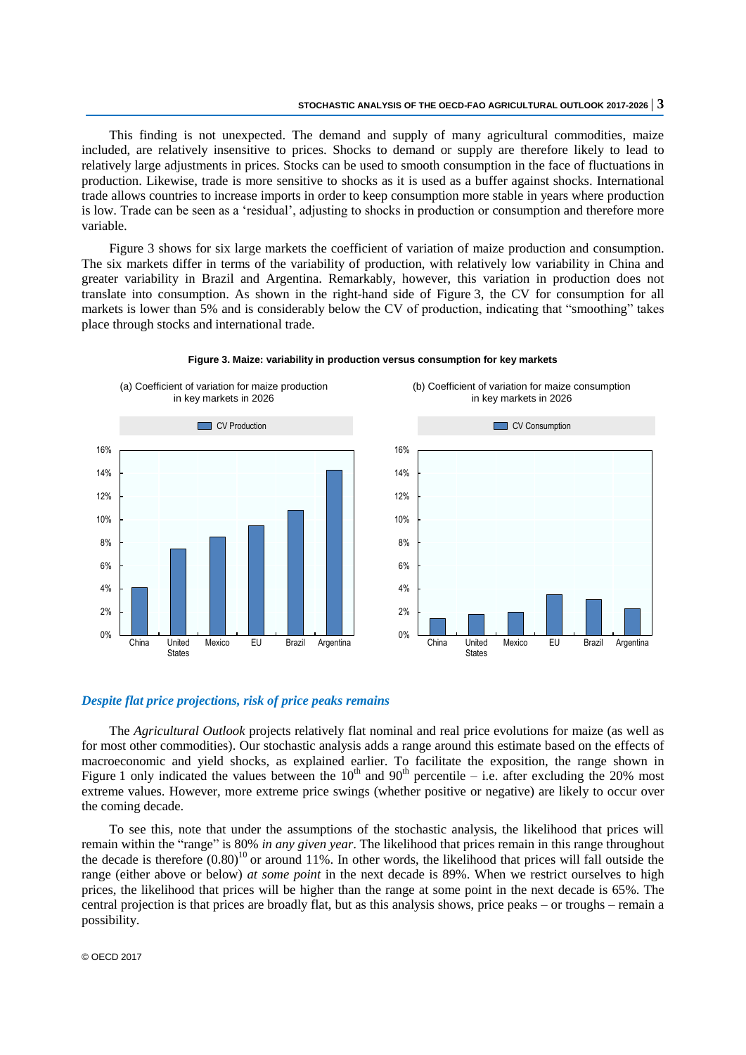This finding is not unexpected. The demand and supply of many agricultural commodities, maize included, are relatively insensitive to prices. Shocks to demand or supply are therefore likely to lead to relatively large adjustments in prices. Stocks can be used to smooth consumption in the face of fluctuations in production. Likewise, trade is more sensitive to shocks as it is used as a buffer against shocks. International trade allows countries to increase imports in order to keep consumption more stable in years where production is low. Trade can be seen as a 'residual', adjusting to shocks in production or consumption and therefore more variable.

Figure 3 shows for six large markets the coefficient of variation of maize production and consumption. The six markets differ in terms of the variability of production, with relatively low variability in China and greater variability in Brazil and Argentina. Remarkably, however, this variation in production does not translate into consumption. As shown in the right-hand side of Figure 3, the CV for consumption for all markets is lower than 5% and is considerably below the CV of production, indicating that "smoothing" takes place through stocks and international trade.

**Figure 3. Maize: variability in production versus consumption for key markets**

(a) Coefficient of variation for maize production in key markets in 2026

(b) Coefficient of variation for maize consumption in key markets in 2026

### *Despite flat price projections, risk of price peaks remains*

The *Agricultural Outlook* projects relatively flat nominal and real price evolutions for maize (as well as for most other commodities). Our stochastic analysis adds a range around this estimate based on the effects of macroeconomic and yield shocks, as explained earlier. To facilitate the exposition, the range shown in Figure 1 only indicated the values between the $10^{th}$ and $90^{th}$ percentile – i.e. after excluding the 20% most extreme values. However, more extreme price swings (whether positive or negative) are likely to occur over the coming decade.

To see this, note that under the assumptions of the stochastic analysis, the likelihood that prices will remain within the "range" is 80% *in any given year*. The likelihood that prices remain in this range throughout the decade is therefore $(0.80)^{10}$ or around 11%. In other words, the likelihood that prices will fall outside the range (either above or below) *at some point* in the next decade is 89%. When we restrict ourselves to high prices, the likelihood that prices will be higher than the range at some point in the next decade is 65%. The central projection is that prices are broadly flat, but as this analysis shows, price peaks – or troughs – remain a possibility.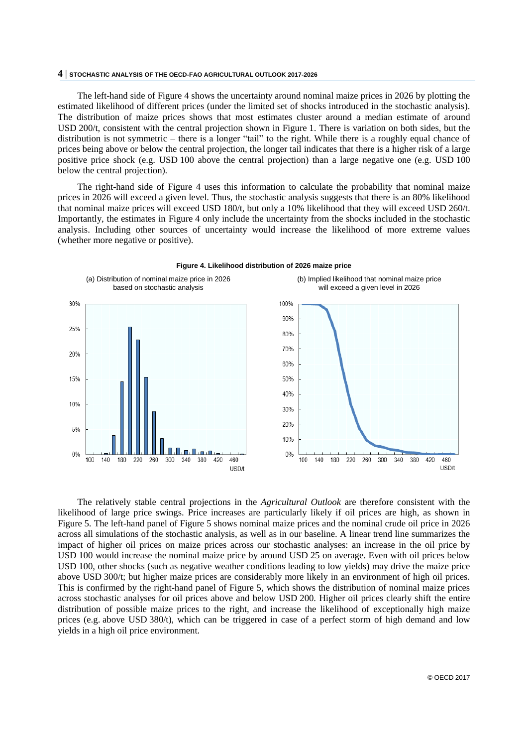The left-hand side of Figure 4 shows the uncertainty around nominal maize prices in 2026 by plotting the estimated likelihood of different prices (under the limited set of shocks introduced in the stochastic analysis). The distribution of maize prices shows that most estimates cluster around a median estimate of around USD 200/t, consistent with the central projection shown in Figure 1. There is variation on both sides, but the distribution is not symmetric – there is a longer "tail" to the right. While there is a roughly equal chance of prices being above or below the central projection, the longer tail indicates that there is a higher risk of a large positive price shock (e.g. USD 100 above the central projection) than a large negative one (e.g. USD 100 below the central projection).

The right-hand side of Figure 4 uses this information to calculate the probability that nominal maize prices in 2026 will exceed a given level. Thus, the stochastic analysis suggests that there is an 80% likelihood that nominal maize prices will exceed USD 180/t, but only a 10% likelihood that they will exceed USD 260/t. Importantly, the estimates in Figure 4 only include the uncertainty from the shocks included in the stochastic analysis. Including other sources of uncertainty would increase the likelihood of more extreme values (whether more negative or positive).

**Figure 4. Likelihood distribution of 2026 maize price**

(a) Distribution of nominal maize price in 2026 based on stochastic analysis

(b) Implied likelihood that nominal maize price will exceed a given level in 2026

The relatively stable central projections in the *Agricultural Outlook* are therefore consistent with the likelihood of large price swings. Price increases are particularly likely if oil prices are high, as shown in Figure 5. The left-hand panel of Figure 5 shows nominal maize prices and the nominal crude oil price in 2026 across all simulations of the stochastic analysis, as well as in our baseline. A linear trend line summarizes the impact of higher oil prices on maize prices across our stochastic analyses: an increase in the oil price by USD 100 would increase the nominal maize price by around USD 25 on average. Even with oil prices below USD 100, other shocks (such as negative weather conditions leading to low yields) may drive the maize price above USD 300/t; but higher maize prices are considerably more likely in an environment of high oil prices. This is confirmed by the right-hand panel of Figure 5, which shows the distribution of nominal maize prices across stochastic analyses for oil prices above and below USD 200. Higher oil prices clearly shift the entire distribution of possible maize prices to the right, and increase the likelihood of exceptionally high maize prices (e.g. above USD 380/t), which can be triggered in case of a perfect storm of high demand and low yields in a high oil price environment.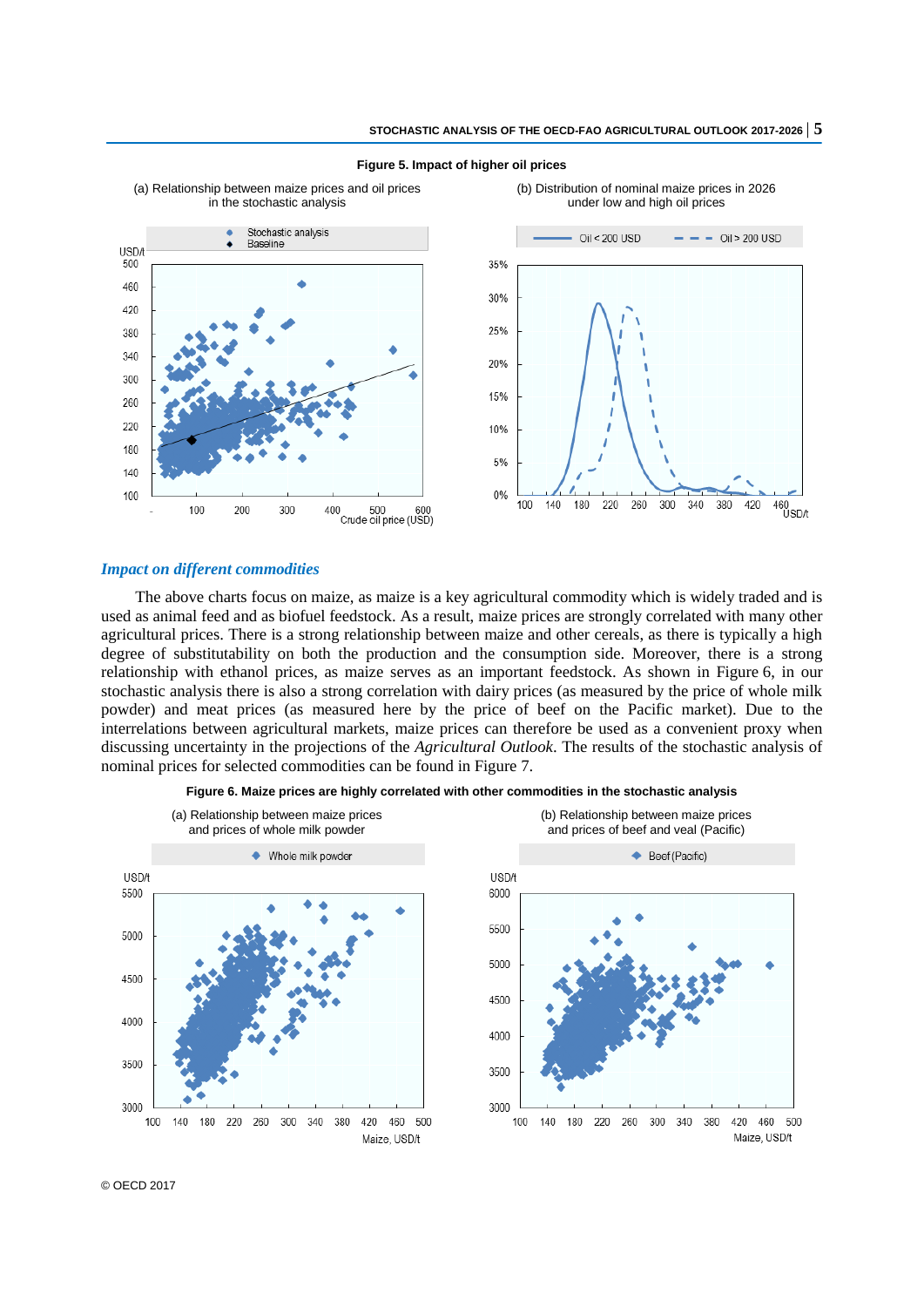**Figure 5. Impact of higher oil prices**

(a) Relationship between maize prices and oil prices in the stochastic analysis

(b) Distribution of nominal maize prices in 2026 under low and high oil prices

### *Impact on different commodities*

The above charts focus on maize, as maize is a key agricultural commodity which is widely traded and is used as animal feed and as biofuel feedstock. As a result, maize prices are strongly correlated with many other agricultural prices. There is a strong relationship between maize and other cereals, as there is typically a high degree of substitutability on both the production and the consumption side. Moreover, there is a strong relationship with ethanol prices, as maize serves as an important feedstock. As shown in Figure 6, in our stochastic analysis there is also a strong correlation with dairy prices (as measured by the price of whole milk powder) and meat prices (as measured here by the price of beef on the Pacific market). Due to the interrelations between agricultural markets, maize prices can therefore be used as a convenient proxy when discussing uncertainty in the projections of the *Agricultural Outlook*. The results of the stochastic analysis of nominal prices for selected commodities can be found in Figure 7.

**Figure 6. Maize prices are highly correlated with other commodities in the stochastic analysis**

(a) Relationship between maize prices and prices of whole milk powder

(b) Relationship between maize prices and prices of beef and veal (Pacific)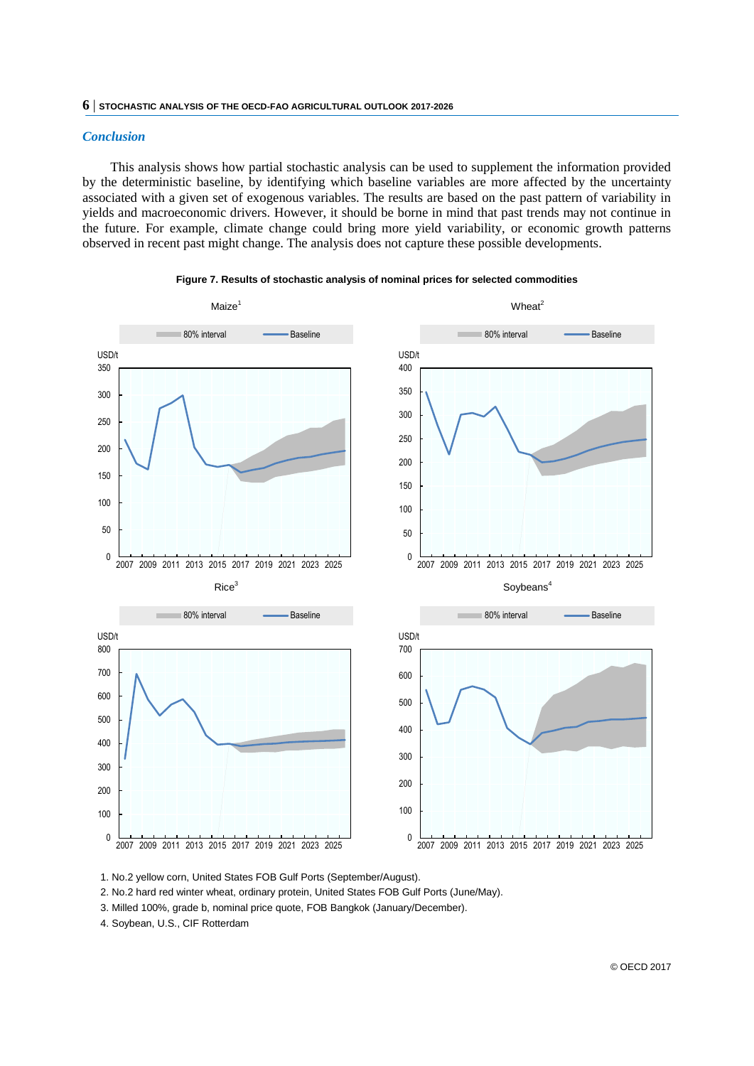### *Conclusion*

This analysis shows how partial stochastic analysis can be used to supplement the information provided by the deterministic baseline, by identifying which baseline variables are more affected by the uncertainty associated with a given set of exogenous variables. The results are based on the past pattern of variability in yields and macroeconomic drivers. However, it should be borne in mind that past trends may not continue in the future. For example, climate change could bring more yield variability, or economic growth patterns observed in recent past might change. The analysis does not capture these possible developments.

**Figure 7. Results of stochastic analysis of nominal prices for selected commodities**

1. No.2 yellow corn, United States FOB Gulf Ports (September/August).
2. No.2 hard red winter wheat, ordinary protein, United States FOB Gulf Ports (June/May).
3. Milled 100%, grade b, nominal price quote, FOB Bangkok (January/December).
4. Soybean, U.S., CIF Rotterdam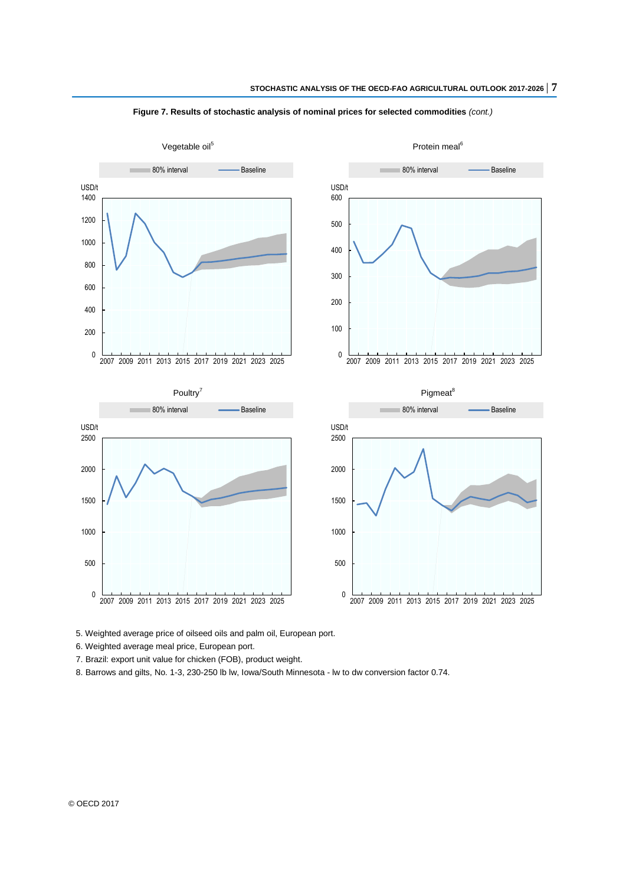**Figure 7. Results of stochastic analysis of nominal prices for selected commodities** *(cont.)*

Vegetable oil[5]

Protein meal[6]

Poultry[7]

Pigmeat[8]

5. Weighted average price of oilseed oils and palm oil, European port.
6. Weighted average meal price, European port.
7. Brazil: export unit value for chicken (FOB), product weight.
8. Barrows and gilts, No. 1-3, 230-250 lb lw, Iowa/South Minnesota - lw to dw conversion factor 0.74.

© OECD 2017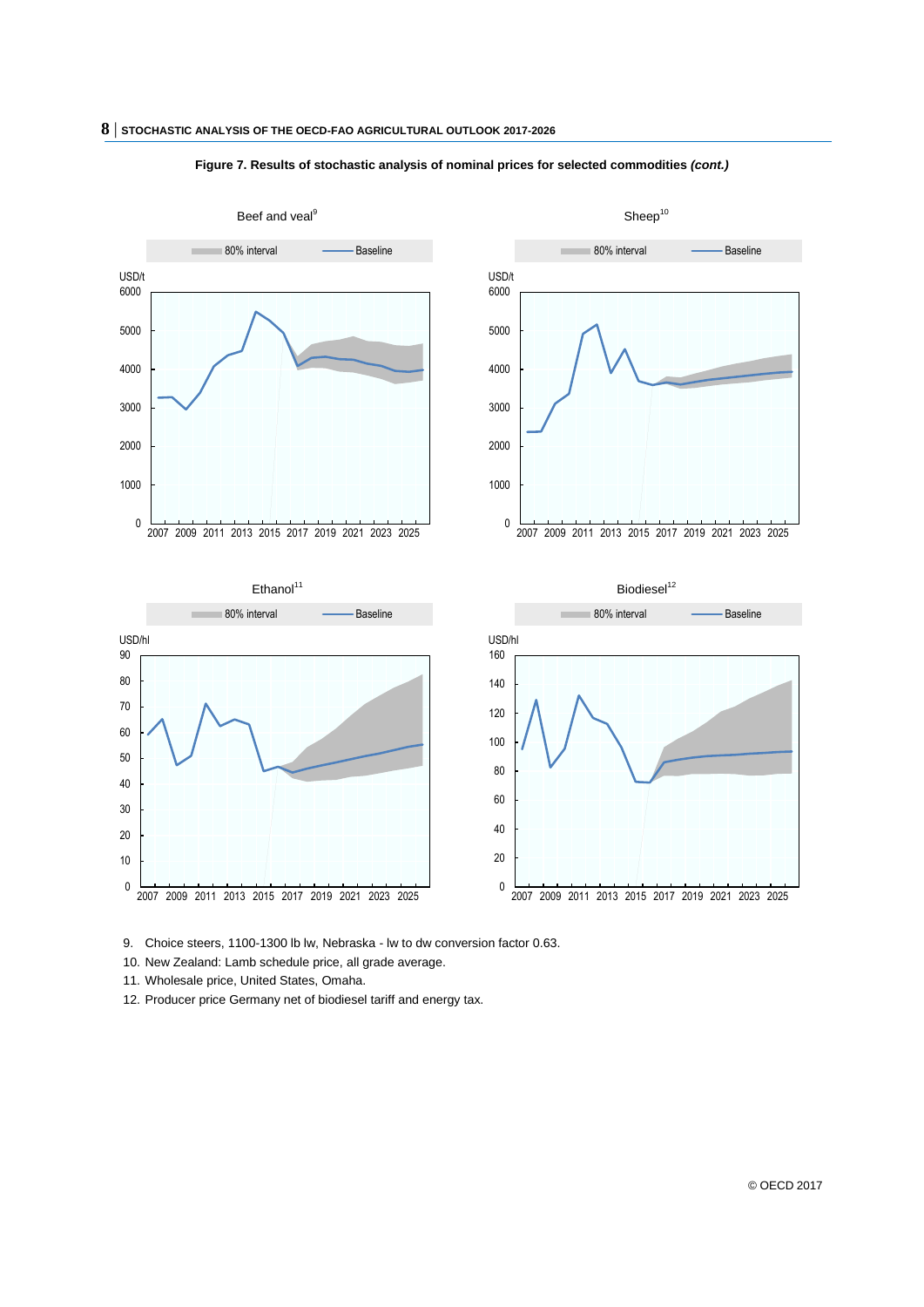**Figure 7. Results of stochastic analysis of nominal prices for selected commodities *(cont.)***

Beef and veal[9]

Sheep[10]

Ethanol[11]

Biodiesel[12]

9. Choice steers, 1100-1300 lb lw, Nebraska - lw to dw conversion factor 0.63.
10. New Zealand: Lamb schedule price, all grade average.
11. Wholesale price, United States, Omaha.
12. Producer price Germany net of biodiesel tariff and energy tax.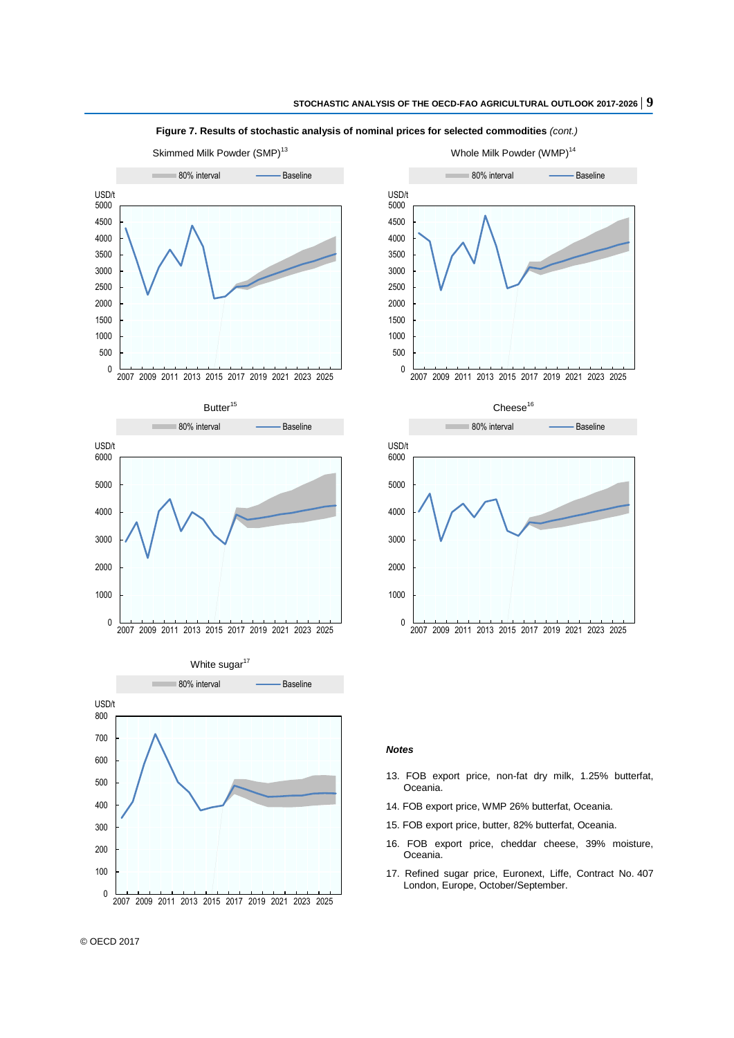**Figure 7. Results of stochastic analysis of nominal prices for selected commodities** *(cont.)*

Skimmed Milk Powder (SMP)[13]

80% interval
Baseline

USD/t
5000
4500
4000
3500
3000
2500
2000
1500
1000
500
0
2007 2009 2011 2013 2015 2017 2019 2021 2023 2025

Whole Milk Powder (WMP)[14]

80% interval
Baseline

USD/t
5000
4500
4000
3500
3000
2500
2000
1500
1000
500
0
2007 2009 2011 2013 2015 2017 2019 2021 2023 2025

Butter[15]

80% interval
Baseline

USD/t
6000
5000
4000
3000
2000
1000
0
2007 2009 2011 2013 2015 2017 2019 2021 2023 2025

Cheese[16]

80% interval
Baseline

USD/t
6000
5000
4000
3000
2000
1000
0
2007 2009 2011 2013 2015 2017 2019 2021 2023 2025

White sugar[17]

80% interval
Baseline

USD/t
800
700
600
500
400
300
200
100
0
2007 2009 2011 2013 2015 2017 2019 2021 2023 2025

***Notes***

13. FOB export price, non-fat dry milk, 1.25% butterfat, Oceania.
14. FOB export price, WMP 26% butterfat, Oceania.
15. FOB export price, butter, 82% butterfat, Oceania.
16. FOB export price, cheddar cheese, 39% moisture, Oceania.
17. Refined sugar price, Euronext, Liffe, Contract No. 407 London, Europe, October/September.